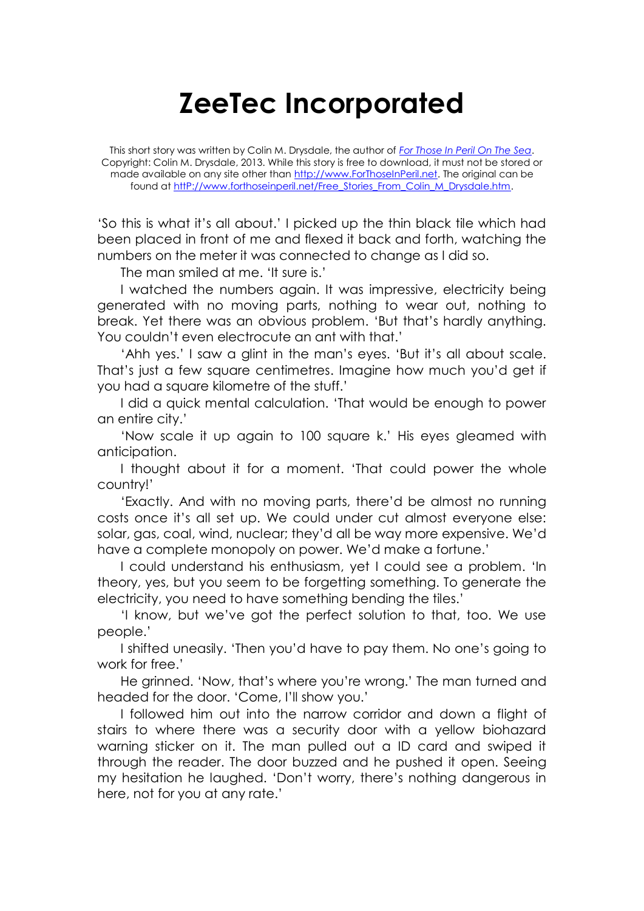# ZeeTec Incorporated

This short story was written by Colin M. Drysdale, the author of [*For Those In Peril On The Sea*](http://www.ForThoseInPeril.net). Copyright: Colin M. Drysdale, 2013. While this story is free to download, it must not be stored or made available on any site other than [http://www.ForThoseInPeril.net](http://www.ForThoseInPeril.net). The original can be found at [httP://www.forthoseinperil.net/Free_Stories_From_Colin_M_Drysdale.htm](httP://www.forthoseinperil.net/Free_Stories_From_Colin_M_Drysdale.htm).

'So this is what it's all about.' I picked up the thin black tile which had been placed in front of me and flexed it back and forth, watching the numbers on the meter it was connected to change as I did so.

The man smiled at me. 'It sure is.'

I watched the numbers again. It was impressive, electricity being generated with no moving parts, nothing to wear out, nothing to break. Yet there was an obvious problem. 'But that's hardly anything. You couldn't even electrocute an ant with that.'

'Ahh yes.' I saw a glint in the man's eyes. 'But it's all about scale. That's just a few square centimetres. Imagine how much you'd get if you had a square kilometre of the stuff.'

I did a quick mental calculation. 'That would be enough to power an entire city.'

'Now scale it up again to 100 square k.' His eyes gleamed with anticipation.

I thought about it for a moment. 'That could power the whole country!'

'Exactly. And with no moving parts, there'd be almost no running costs once it's all set up. We could under cut almost everyone else: solar, gas, coal, wind, nuclear; they'd all be way more expensive. We'd have a complete monopoly on power. We'd make a fortune.'

I could understand his enthusiasm, yet I could see a problem. 'In theory, yes, but you seem to be forgetting something. To generate the electricity, you need to have something bending the tiles.'

'I know, but we've got the perfect solution to that, too. We use people.'

I shifted uneasily. 'Then you'd have to pay them. No one's going to work for free.'

He grinned. 'Now, that's where you're wrong.' The man turned and headed for the door. 'Come, I'll show you.'

I followed him out into the narrow corridor and down a flight of stairs to where there was a security door with a yellow biohazard warning sticker on it. The man pulled out a ID card and swiped it through the reader. The door buzzed and he pushed it open. Seeing my hesitation he laughed. 'Don't worry, there's nothing dangerous in here, not for you at any rate.'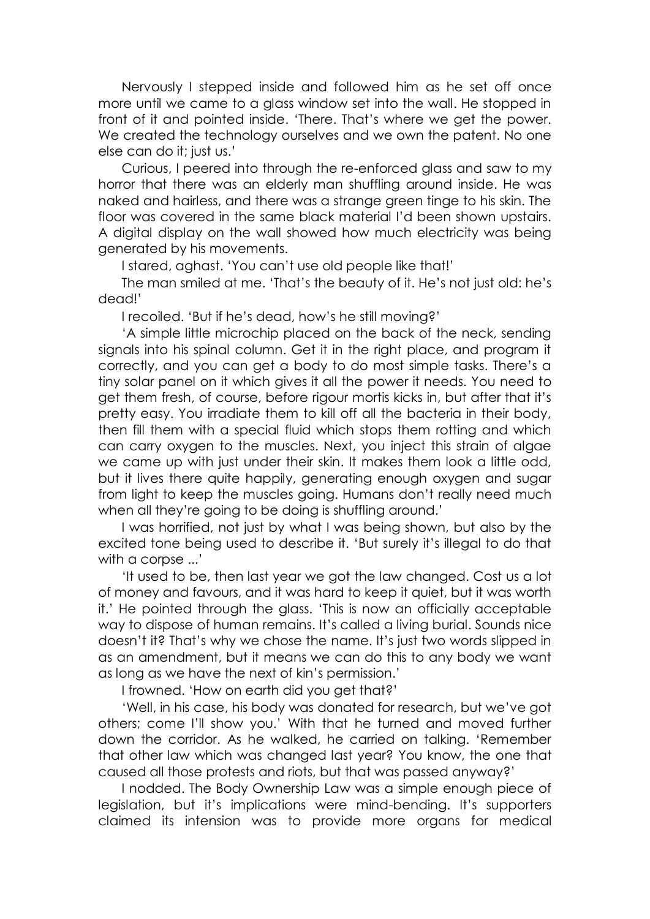Nervously I stepped inside and followed him as he set off once more until we came to a glass window set into the wall. He stopped in front of it and pointed inside. 'There. That's where we get the power. We created the technology ourselves and we own the patent. No one else can do it; just us.'

Curious, I peered into through the re-enforced glass and saw to my horror that there was an elderly man shuffling around inside. He was naked and hairless, and there was a strange green tinge to his skin. The floor was covered in the same black material I'd been shown upstairs. A digital display on the wall showed how much electricity was being generated by his movements.

I stared, aghast. 'You can't use old people like that!'

The man smiled at me. 'That's the beauty of it. He's not just old: he's dead!'

I recoiled. 'But if he's dead, how's he still moving?'

'A simple little microchip placed on the back of the neck, sending signals into his spinal column. Get it in the right place, and program it correctly, and you can get a body to do most simple tasks. There's a tiny solar panel on it which gives it all the power it needs. You need to get them fresh, of course, before rigour mortis kicks in, but after that it's pretty easy. You irradiate them to kill off all the bacteria in their body, then fill them with a special fluid which stops them rotting and which can carry oxygen to the muscles. Next, you inject this strain of algae we came up with just under their skin. It makes them look a little odd, but it lives there quite happily, generating enough oxygen and sugar from light to keep the muscles going. Humans don't really need much when all they're going to be doing is shuffling around.'

I was horrified, not just by what I was being shown, but also by the excited tone being used to describe it. 'But surely it's illegal to do that with a corpse ...'

'It used to be, then last year we got the law changed. Cost us a lot of money and favours, and it was hard to keep it quiet, but it was worth it.' He pointed through the glass. 'This is now an officially acceptable way to dispose of human remains. It's called a living burial. Sounds nice doesn't it? That's why we chose the name. It's just two words slipped in as an amendment, but it means we can do this to any body we want as long as we have the next of kin's permission.'

I frowned. 'How on earth did you get that?'

'Well, in his case, his body was donated for research, but we've got others; come I'll show you.' With that he turned and moved further down the corridor. As he walked, he carried on talking. 'Remember that other law which was changed last year? You know, the one that caused all those protests and riots, but that was passed anyway?'

I nodded. The Body Ownership Law was a simple enough piece of legislation, but it's implications were mind-bending. It's supporters claimed its intension was to provide more organs for medical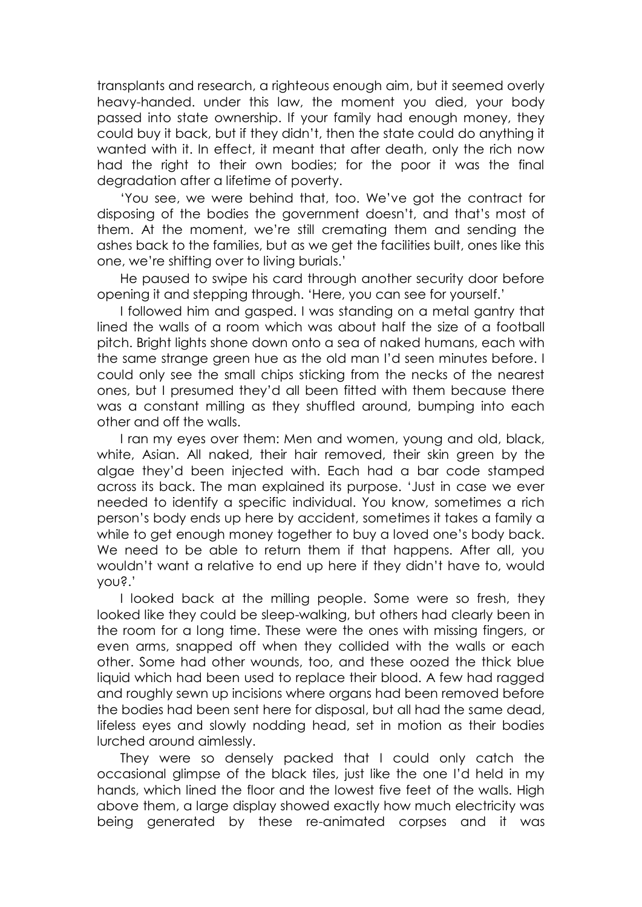transplants and research, a righteous enough aim, but it seemed overly heavy-handed. under this law, the moment you died, your body passed into state ownership. If your family had enough money, they could buy it back, but if they didn't, then the state could do anything it wanted with it. In effect, it meant that after death, only the rich now had the right to their own bodies; for the poor it was the final degradation after a lifetime of poverty.

'You see, we were behind that, too. We've got the contract for disposing of the bodies the government doesn't, and that's most of them. At the moment, we're still cremating them and sending the ashes back to the families, but as we get the facilities built, ones like this one, we're shifting over to living burials.'

He paused to swipe his card through another security door before opening it and stepping through. 'Here, you can see for yourself.'

I followed him and gasped. I was standing on a metal gantry that lined the walls of a room which was about half the size of a football pitch. Bright lights shone down onto a sea of naked humans, each with the same strange green hue as the old man I'd seen minutes before. I could only see the small chips sticking from the necks of the nearest ones, but I presumed they'd all been fitted with them because there was a constant milling as they shuffled around, bumping into each other and off the walls.

I ran my eyes over them: Men and women, young and old, black, white, Asian. All naked, their hair removed, their skin green by the algae they'd been injected with. Each had a bar code stamped across its back. The man explained its purpose. 'Just in case we ever needed to identify a specific individual. You know, sometimes a rich person's body ends up here by accident, sometimes it takes a family a while to get enough money together to buy a loved one's body back. We need to be able to return them if that happens. After all, you wouldn't want a relative to end up here if they didn't have to, would you?.'

I looked back at the milling people. Some were so fresh, they looked like they could be sleep-walking, but others had clearly been in the room for a long time. These were the ones with missing fingers, or even arms, snapped off when they collided with the walls or each other. Some had other wounds, too, and these oozed the thick blue liquid which had been used to replace their blood. A few had ragged and roughly sewn up incisions where organs had been removed before the bodies had been sent here for disposal, but all had the same dead, lifeless eyes and slowly nodding head, set in motion as their bodies lurched around aimlessly.

They were so densely packed that I could only catch the occasional glimpse of the black tiles, just like the one I'd held in my hands, which lined the floor and the lowest five feet of the walls. High above them, a large display showed exactly how much electricity was being generated by these re-animated corpses and it was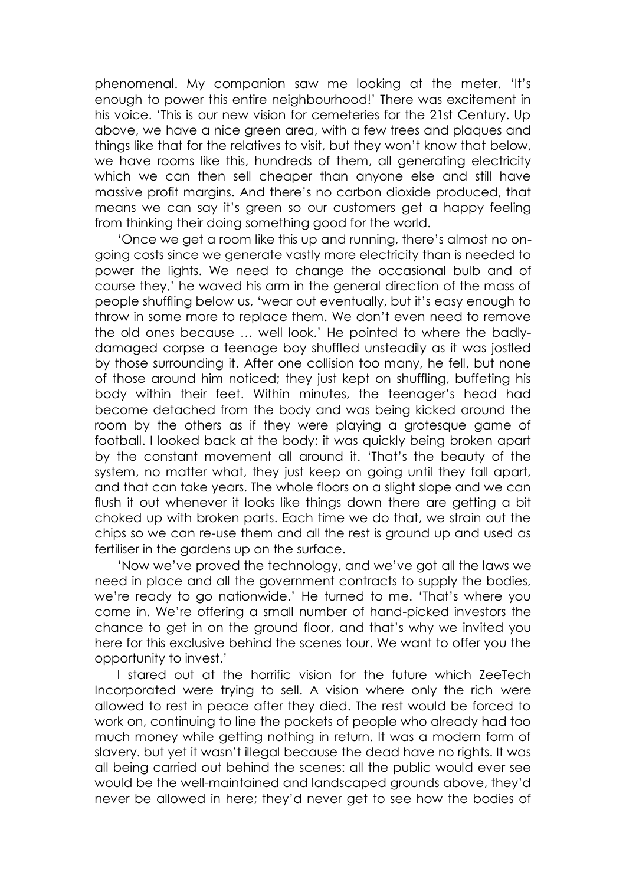phenomenal. My companion saw me looking at the meter. 'It's enough to power this entire neighbourhood!' There was excitement in his voice. 'This is our new vision for cemeteries for the 21st Century. Up above, we have a nice green area, with a few trees and plaques and things like that for the relatives to visit, but they won't know that below, we have rooms like this, hundreds of them, all generating electricity which we can then sell cheaper than anyone else and still have massive profit margins. And there's no carbon dioxide produced, that means we can say it's green so our customers get a happy feeling from thinking their doing something good for the world.

'Once we get a room like this up and running, there's almost no on-going costs since we generate vastly more electricity than is needed to power the lights. We need to change the occasional bulb and of course they,' he waved his arm in the general direction of the mass of people shuffling below us, 'wear out eventually, but it's easy enough to throw in some more to replace them. We don't even need to remove the old ones because … well look.' He pointed to where the badly-damaged corpse a teenage boy shuffled unsteadily as it was jostled by those surrounding it. After one collision too many, he fell, but none of those around him noticed; they just kept on shuffling, buffeting his body within their feet. Within minutes, the teenager's head had become detached from the body and was being kicked around the room by the others as if they were playing a grotesque game of football. I looked back at the body: it was quickly being broken apart by the constant movement all around it. 'That's the beauty of the system, no matter what, they just keep on going until they fall apart, and that can take years. The whole floors on a slight slope and we can flush it out whenever it looks like things down there are getting a bit choked up with broken parts. Each time we do that, we strain out the chips so we can re-use them and all the rest is ground up and used as fertiliser in the gardens up on the surface.

'Now we've proved the technology, and we've got all the laws we need in place and all the government contracts to supply the bodies, we're ready to go nationwide.' He turned to me. 'That's where you come in. We're offering a small number of hand-picked investors the chance to get in on the ground floor, and that's why we invited you here for this exclusive behind the scenes tour. We want to offer you the opportunity to invest.'

I stared out at the horrific vision for the future which ZeeTech Incorporated were trying to sell. A vision where only the rich were allowed to rest in peace after they died. The rest would be forced to work on, continuing to line the pockets of people who already had too much money while getting nothing in return. It was a modern form of slavery. but yet it wasn't illegal because the dead have no rights. It was all being carried out behind the scenes: all the public would ever see would be the well-maintained and landscaped grounds above, they'd never be allowed in here; they'd never get to see how the bodies of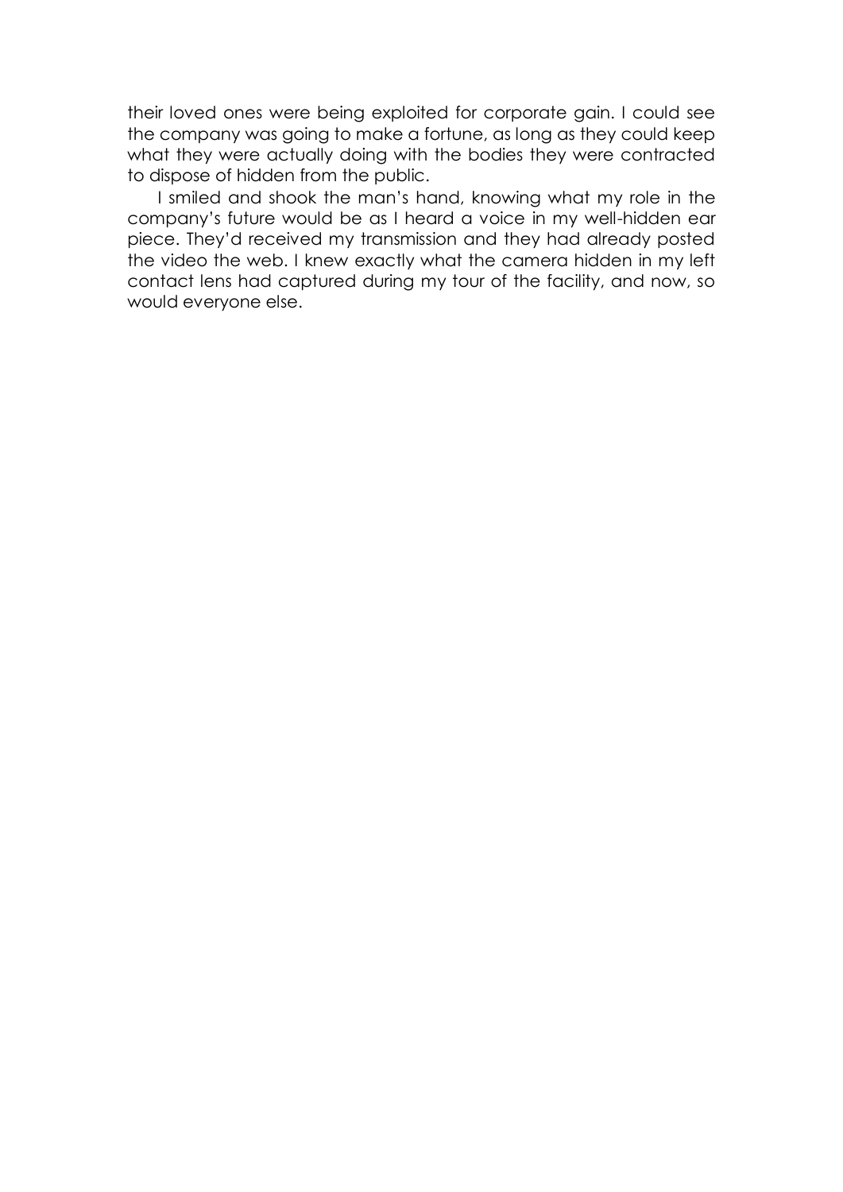their loved ones were being exploited for corporate gain. I could see the company was going to make a fortune, as long as they could keep what they were actually doing with the bodies they were contracted to dispose of hidden from the public.

I smiled and shook the man's hand, knowing what my role in the company's future would be as I heard a voice in my well-hidden ear piece. They'd received my transmission and they had already posted the video the web. I knew exactly what the camera hidden in my left contact lens had captured during my tour of the facility, and now, so would everyone else.